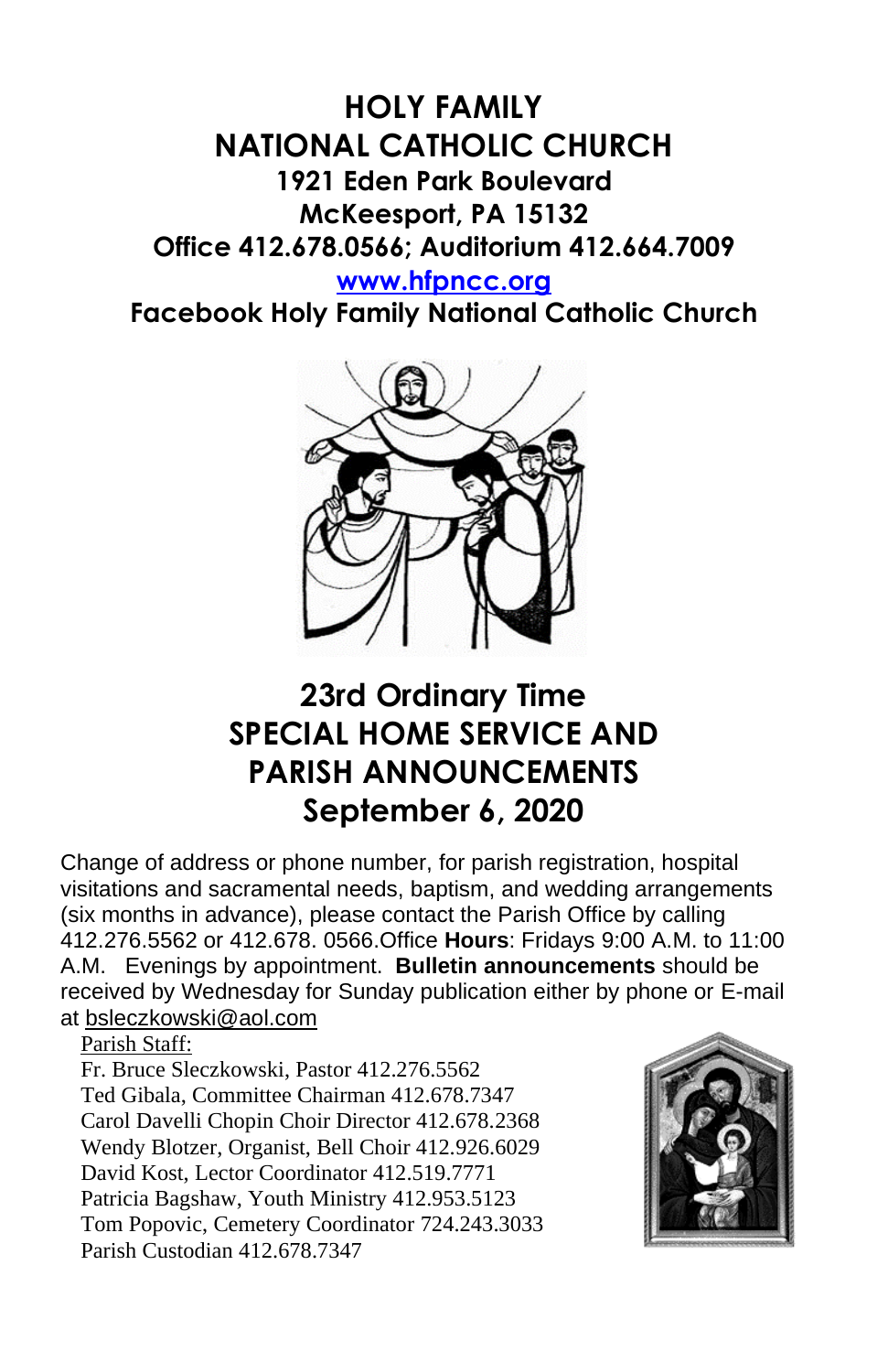# HOLY FAMILY NATIONAL CATHOLIC CHURCH

**1921 Eden Park Boulevard**
**McKeesport, PA 15132**
**Office 412.678.0566; Auditorium 412.664.7009**
**www.hfpncc.org**
**Facebook Holy Family National Catholic Church**

## 23rd Ordinary Time
## SPECIAL HOME SERVICE AND PARISH ANNOUNCEMENTS
## September 6, 2020

Change of address or phone number, for parish registration, hospital visitations and sacramental needs, baptism, and wedding arrangements (six months in advance), please contact the Parish Office by calling 412.276.5562 or 412.678. 0566.Office **Hours**: Fridays 9:00 A.M. to 11:00 A.M. Evenings by appointment. **Bulletin announcements** should be received by Wednesday for Sunday publication either by phone or E-mail at bsleczkowski@aol.com

Parish Staff:

Fr. Bruce Sleczkowski, Pastor 412.276.5562
Ted Gibala, Committee Chairman 412.678.7347
Carol Davelli Chopin Choir Director 412.678.2368
Wendy Blotzer, Organist, Bell Choir 412.926.6029
David Kost, Lector Coordinator 412.519.7771
Patricia Bagshaw, Youth Ministry 412.953.5123
Tom Popovic, Cemetery Coordinator 724.243.3033
Parish Custodian 412.678.7347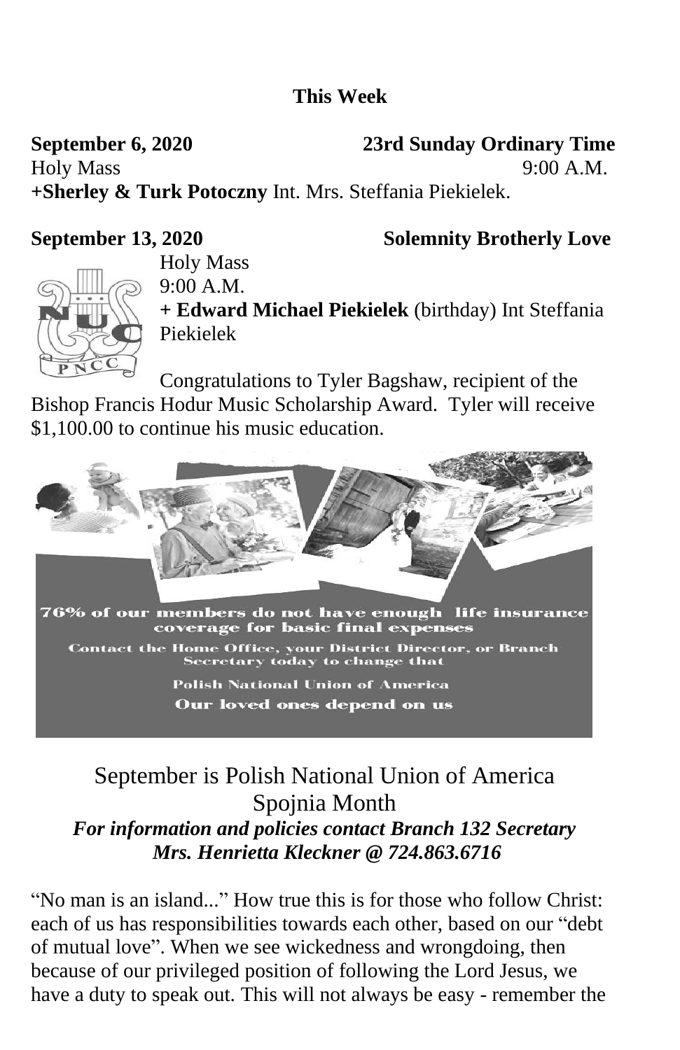**This Week**

**September 6, 2020** **23rd Sunday Ordinary Time**

Holy Mass 9:00 A.M.

**+Sherley & Turk Potoczny** Int. Mrs. Steffania Piekielek.

**September 13, 2020** **Solemnity Brotherly Love**

Holy Mass

9:00 A.M.

**+ Edward Michael Piekielek** (birthday) Int Steffania Piekielek

Congratulations to Tyler Bagshaw, recipient of the Bishop Francis Hodur Music Scholarship Award. Tyler will receive $1,100.00 to continue his music education.

**76% of our members do not have enough life insurance coverage for basic final expenses**

**Contact the Home Office, your District Director, or Branch Secretary today to change that**

**Polish National Union of America**

**Our loved ones depend on us**

September is Polish National Union of America Spojnia Month

***For information and policies contact Branch 132 Secretary Mrs. Henrietta Kleckner @ 724.863.6716***

"No man is an island..." How true this is for those who follow Christ: each of us has responsibilities towards each other, based on our "debt of mutual love". When we see wickedness and wrongdoing, then because of our privileged position of following the Lord Jesus, we have a duty to speak out. This will not always be easy - remember the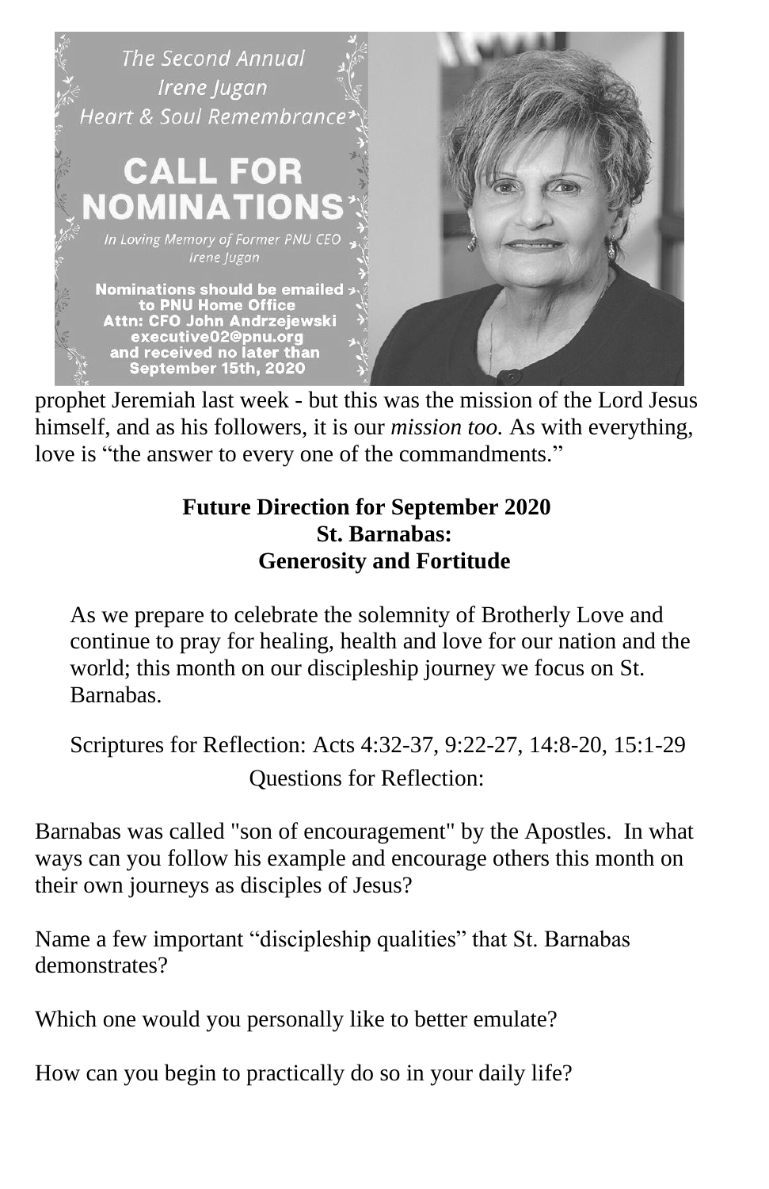The Second Annual
Irene Jugan
Heart & Soul Remembrance

# CALL FOR NOMINATIONS

In Loving Memory of Former PNU CEO
Irene Jugan

**Nominations should be emailed to PNU Home Office**
**Attn: CFO John Andrzejewski**
**executive02@pnu.org**
**and received no later than**
**September 15th, 2020**

prophet Jeremiah last week - but this was the mission of the Lord Jesus himself, and as his followers, it is our *mission too.* As with everything, love is "the answer to every one of the commandments."

## Future Direction for September 2020
## St. Barnabas:
## Generosity and Fortitude

As we prepare to celebrate the solemnity of Brotherly Love and continue to pray for healing, health and love for our nation and the world; this month on our discipleship journey we focus on St. Barnabas.

Scriptures for Reflection: Acts 4:32-37, 9:22-27, 14:8-20, 15:1-29

Questions for Reflection:

Barnabas was called "son of encouragement" by the Apostles. In what ways can you follow his example and encourage others this month on their own journeys as disciples of Jesus?

Name a few important "discipleship qualities" that St. Barnabas demonstrates?

Which one would you personally like to better emulate?

How can you begin to practically do so in your daily life?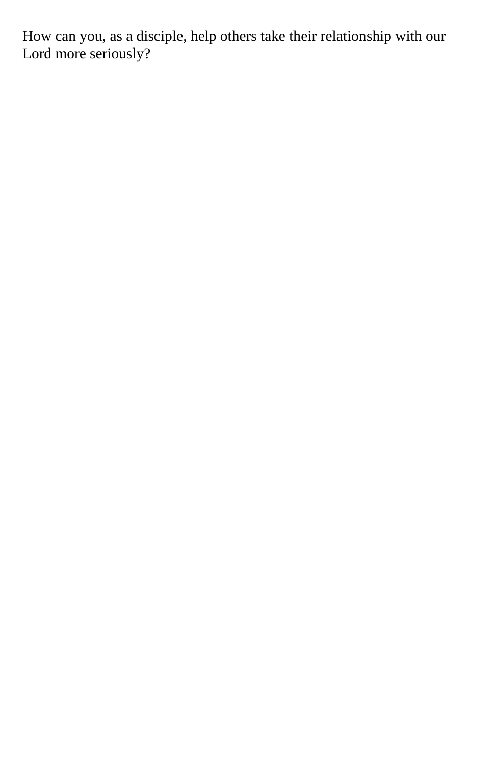How can you, as a disciple, help others take their relationship with our Lord more seriously?